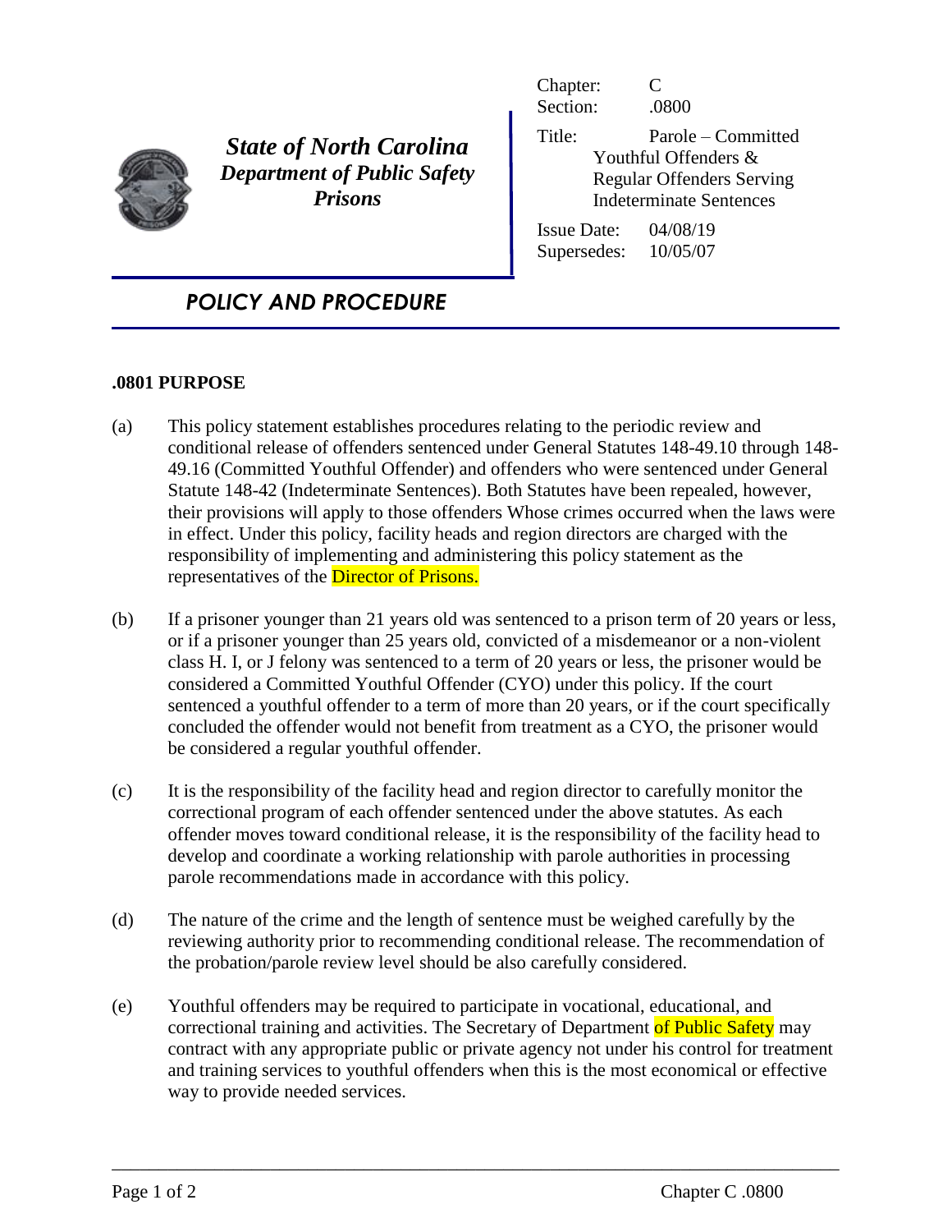**State of North Carolina**
**Department of Public Safety**
**Prisons**

Chapter: C
Section: .0800
Title: Parole – Committed Youthful Offenders & Regular Offenders Serving Indeterminate Sentences
Issue Date: 04/08/19
Supersedes: 10/05/07

## POLICY AND PROCEDURE

### .0801 PURPOSE

(a) This policy statement establishes procedures relating to the periodic review and conditional release of offenders sentenced under General Statutes 148-49.10 through 148-49.16 (Committed Youthful Offender) and offenders who were sentenced under General Statute 148-42 (Indeterminate Sentences). Both Statutes have been repealed, however, their provisions will apply to those offenders Whose crimes occurred when the laws were in effect. Under this policy, facility heads and region directors are charged with the responsibility of implementing and administering this policy statement as the representatives of the Director of Prisons.

(b) If a prisoner younger than 21 years old was sentenced to a prison term of 20 years or less, or if a prisoner younger than 25 years old, convicted of a misdemeanor or a non-violent class H. I, or J felony was sentenced to a term of 20 years or less, the prisoner would be considered a Committed Youthful Offender (CYO) under this policy. If the court sentenced a youthful offender to a term of more than 20 years, or if the court specifically concluded the offender would not benefit from treatment as a CYO, the prisoner would be considered a regular youthful offender.

(c) It is the responsibility of the facility head and region director to carefully monitor the correctional program of each offender sentenced under the above statutes. As each offender moves toward conditional release, it is the responsibility of the facility head to develop and coordinate a working relationship with parole authorities in processing parole recommendations made in accordance with this policy.

(d) The nature of the crime and the length of sentence must be weighed carefully by the reviewing authority prior to recommending conditional release. The recommendation of the probation/parole review level should be also carefully considered.

(e) Youthful offenders may be required to participate in vocational, educational, and correctional training and activities. The Secretary of Department of Public Safety may contract with any appropriate public or private agency not under his control for treatment and training services to youthful offenders when this is the most economical or effective way to provide needed services.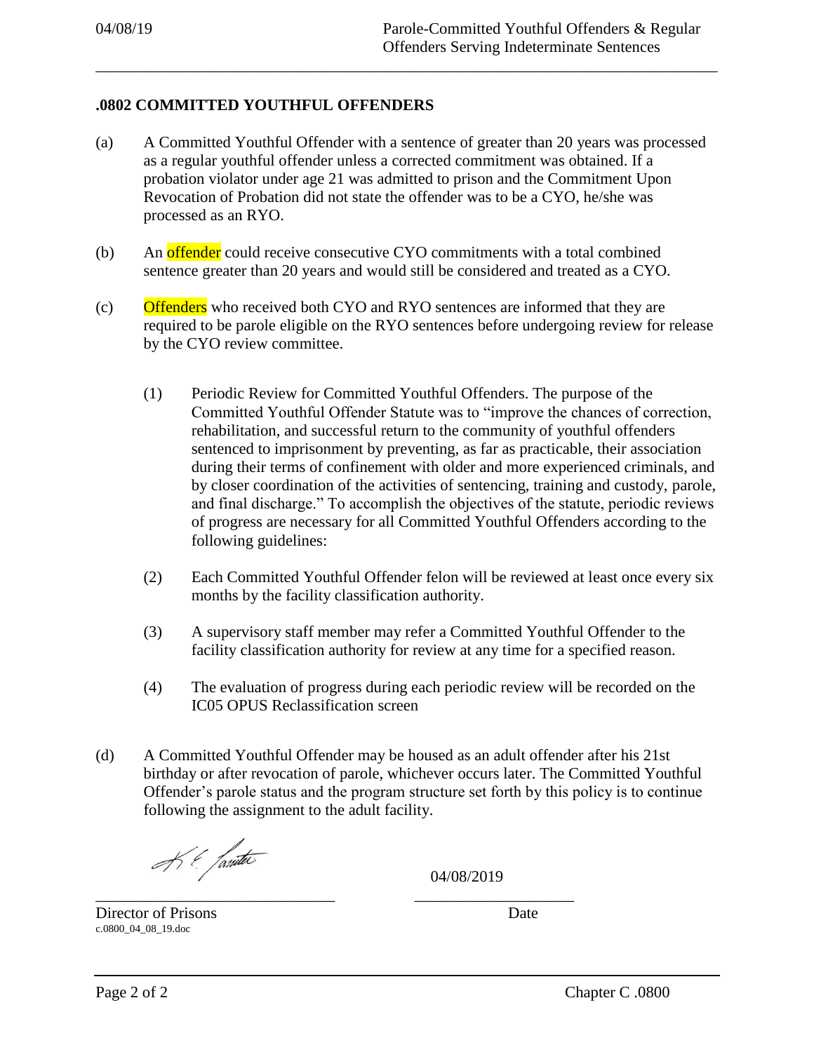## .0802 COMMITTED YOUTHFUL OFFENDERS

(a) A Committed Youthful Offender with a sentence of greater than 20 years was processed as a regular youthful offender unless a corrected commitment was obtained. If a probation violator under age 21 was admitted to prison and the Commitment Upon Revocation of Probation did not state the offender was to be a CYO, he/she was processed as an RYO.

(b) An offender could receive consecutive CYO commitments with a total combined sentence greater than 20 years and would still be considered and treated as a CYO.

(c) Offenders who received both CYO and RYO sentences are informed that they are required to be parole eligible on the RYO sentences before undergoing review for release by the CYO review committee.

   (1) Periodic Review for Committed Youthful Offenders. The purpose of the Committed Youthful Offender Statute was to "improve the chances of correction, rehabilitation, and successful return to the community of youthful offenders sentenced to imprisonment by preventing, as far as practicable, their association during their terms of confinement with older and more experienced criminals, and by closer coordination of the activities of sentencing, training and custody, parole, and final discharge." To accomplish the objectives of the statute, periodic reviews of progress are necessary for all Committed Youthful Offenders according to the following guidelines:

   (2) Each Committed Youthful Offender felon will be reviewed at least once every six months by the facility classification authority.

   (3) A supervisory staff member may refer a Committed Youthful Offender to the facility classification authority for review at any time for a specified reason.

   (4) The evaluation of progress during each periodic review will be recorded on the IC05 OPUS Reclassification screen

(d) A Committed Youthful Offender may be housed as an adult offender after his 21st birthday or after revocation of parole, whichever occurs later. The Committed Youthful Offender's parole status and the program structure set forth by this policy is to continue following the assignment to the adult facility.

K. E. Lassiter

04/08/2019

Director of Prisons                                        Date

c.0800_04_08_19.doc